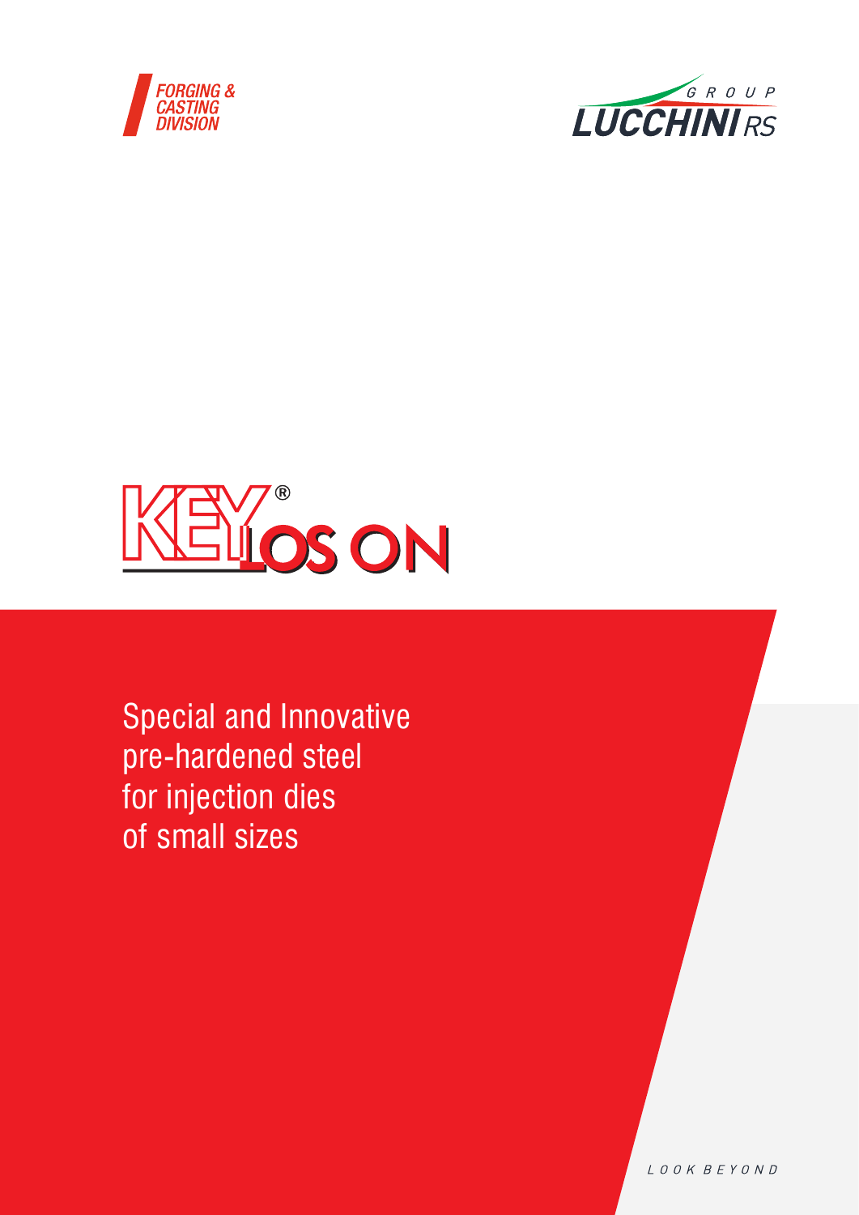FORGING & CASTING DIVISION

LUCCHINI RS GROUP

# KEYLOS ON®

Special and Innovative pre-hardened steel for injection dies of small sizes

LOOK BEYOND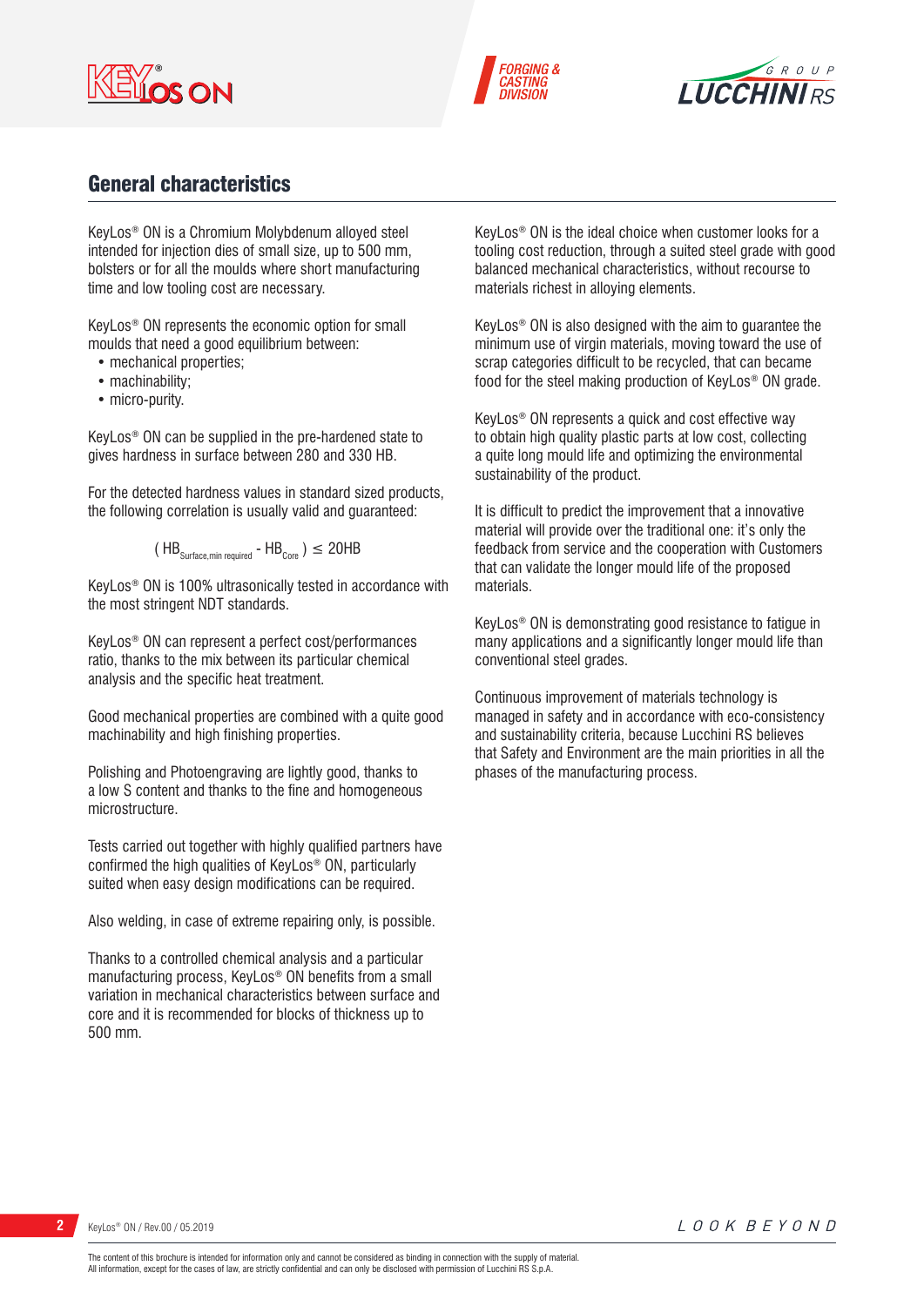## General characteristics

KeyLos® ON is a Chromium Molybdenum alloyed steel intended for injection dies of small size, up to 500 mm, bolsters or for all the moulds where short manufacturing time and low tooling cost are necessary.

KeyLos® ON represents the economic option for small moulds that need a good equilibrium between:

- mechanical properties;
- machinability;
- micro-purity.

KeyLos® ON can be supplied in the pre-hardened state to gives hardness in surface between 280 and 330 HB.

For the detected hardness values in standard sized products, the following correlation is usually valid and guaranteed:

$$( HB_{Surface,min\ required} - HB_{Core} ) \leq 20HB$$

KeyLos® ON is 100% ultrasonically tested in accordance with the most stringent NDT standards.

KeyLos® ON can represent a perfect cost/performances ratio, thanks to the mix between its particular chemical analysis and the specific heat treatment.

Good mechanical properties are combined with a quite good machinability and high finishing properties.

Polishing and Photoengraving are lightly good, thanks to a low S content and thanks to the fine and homogeneous microstructure.

Tests carried out together with highly qualified partners have confirmed the high qualities of KeyLos® ON, particularly suited when easy design modifications can be required.

Also welding, in case of extreme repairing only, is possible.

Thanks to a controlled chemical analysis and a particular manufacturing process, KeyLos® ON benefits from a small variation in mechanical characteristics between surface and core and it is recommended for blocks of thickness up to 500 mm.

KeyLos® ON is the ideal choice when customer looks for a tooling cost reduction, through a suited steel grade with good balanced mechanical characteristics, without recourse to materials richest in alloying elements.

KeyLos® ON is also designed with the aim to guarantee the minimum use of virgin materials, moving toward the use of scrap categories difficult to be recycled, that can became food for the steel making production of KeyLos® ON grade.

KeyLos® ON represents a quick and cost effective way to obtain high quality plastic parts at low cost, collecting a quite long mould life and optimizing the environmental sustainability of the product.

It is difficult to predict the improvement that a innovative material will provide over the traditional one: it's only the feedback from service and the cooperation with Customers that can validate the longer mould life of the proposed materials.

KeyLos® ON is demonstrating good resistance to fatigue in many applications and a significantly longer mould life than conventional steel grades.

Continuous improvement of materials technology is managed in safety and in accordance with eco-consistency and sustainability criteria, because Lucchini RS believes that Safety and Environment are the main priorities in all the phases of the manufacturing process.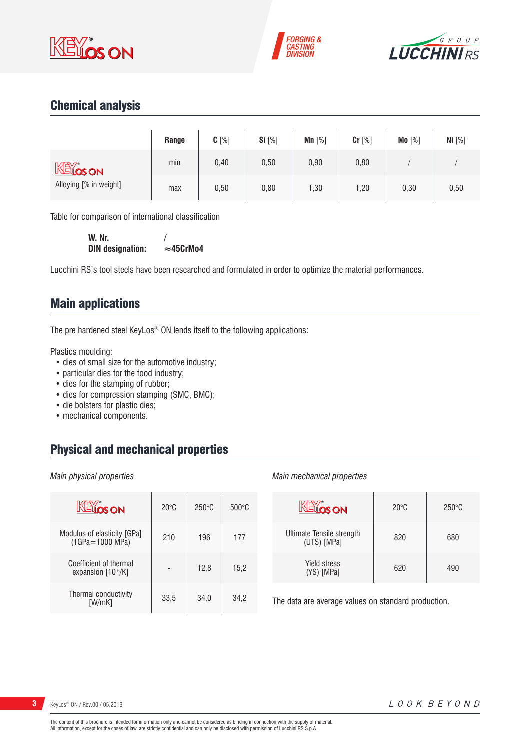## Chemical analysis

| | Range | C [%] | Si [%] | Mn [%] | Cr [%] | Mo [%] | Ni [%] |
|---|---|---|---|---|---|---|---|
| KEYLOS ON | min | 0,40 | 0,50 | 0,90 | 0,80 | / | / |
| Alloying [% in weight] | max | 0,50 | 0,80 | 1,30 | 1,20 | 0,30 | 0,50 |

Table for comparison of international classification

**W. Nr.** /
**DIN designation:** **≈45CrMo4**

Lucchini RS's tool steels have been researched and formulated in order to optimize the material performances.

## Main applications

The pre hardened steel KeyLos® ON lends itself to the following applications:

Plastics moulding:
- dies of small size for the automotive industry;
- particular dies for the food industry;
- dies for the stamping of rubber;
- dies for compression stamping (SMC, BMC);
- die bolsters for plastic dies;
- mechanical components.

## Physical and mechanical properties

*Main physical properties*

| KEYLOS ON | 20°C | 250°C | 500°C |
|---|---|---|---|
| Modulus of elasticity [GPa] (1GPa=1000 MPa) | 210 | 196 | 177 |
| Coefficient of thermal expansion [$10^{-6}$/K] | - | 12,8 | 15,2 |
| Thermal conductivity [W/mK] | 33,5 | 34,0 | 34,2 |

*Main mechanical properties*

| KEYLOS ON | 20°C | 250°C |
|---|---|---|
| Ultimate Tensile strength (UTS) [MPa] | 820 | 680 |
| Yield stress (YS) [MPa] | 620 | 490 |

The data are average values on standard production.

The content of this brochure is intended for information only and cannot be considered as binding in connection with the supply of material.
All information, except for the cases of law, are strictly confidential and can only be disclosed with permission of Lucchini RS S.p.A.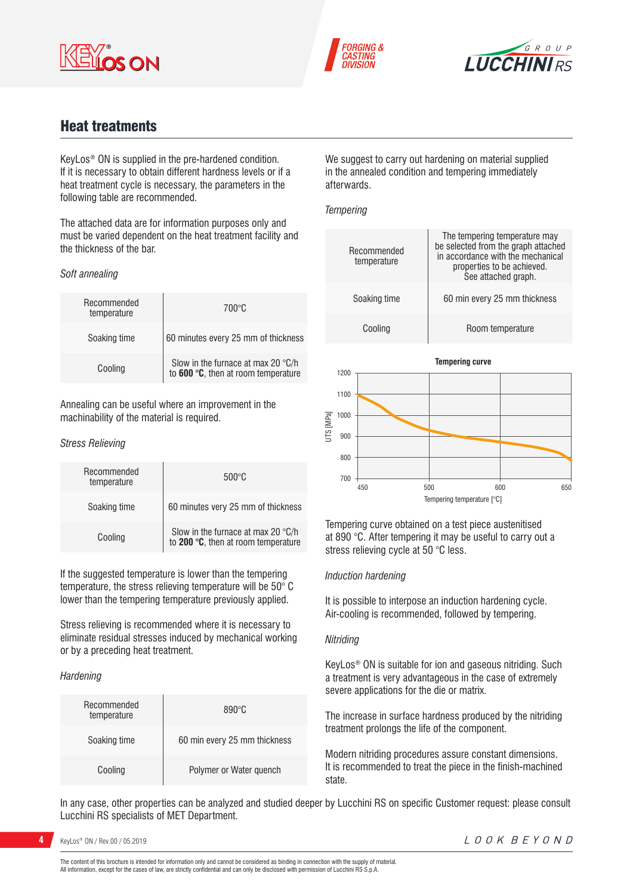## Heat treatments

KeyLos® ON is supplied in the pre-hardened condition.
If it is necessary to obtain different hardness levels or if a heat treatment cycle is necessary, the parameters in the following table are recommended.

The attached data are for information purposes only and must be varied dependent on the heat treatment facility and the thickness of the bar.

*Soft annealing*

| | |
|---|---|
| Recommended temperature | 700°C |
| Soaking time | 60 minutes every 25 mm of thickness |
| Cooling | Slow in the furnace at max 20 °C/h to **600 °C**, then at room temperature |

Annealing can be useful where an improvement in the machinability of the material is required.

*Stress Relieving*

| | |
|---|---|
| Recommended temperature | 500°C |
| Soaking time | 60 minutes very 25 mm of thickness |
| Cooling | Slow in the furnace at max 20 °C/h to **200 °C**, then at room temperature |

If the suggested temperature is lower than the tempering temperature, the stress relieving temperature will be 50° C lower than the tempering temperature previously applied.

Stress relieving is recommended where it is necessary to eliminate residual stresses induced by mechanical working or by a preceding heat treatment.

*Hardening*

| | |
|---|---|
| Recommended temperature | 890°C |
| Soaking time | 60 min every 25 mm thickness |
| Cooling | Polymer or Water quench |

We suggest to carry out hardening on material supplied in the annealed condition and tempering immediately afterwards.

*Tempering*

| | |
|---|---|
| Recommended temperature | The tempering temperature may be selected from the graph attached in accordance with the mechanical properties to be achieved. See attached graph. |
| Soaking time | 60 min every 25 mm thickness |
| Cooling | Room temperature |

**Tempering curve**

| Tempering temperature [°C] | UTS [MPa] (approx.) |
|---|---|
| 450 | 1100 |
| 500 | 930 |
| 600 | 880 |
| 650 | 790 |

Tempering curve obtained on a test piece austenitised at 890 °C. After tempering it may be useful to carry out a stress relieving cycle at 50 °C less.

*Induction hardening*

It is possible to interpose an induction hardening cycle. Air-cooling is recommended, followed by tempering.

*Nitriding*

KeyLos® ON is suitable for ion and gaseous nitriding. Such a treatment is very advantageous in the case of extremely severe applications for the die or matrix.

The increase in surface hardness produced by the nitriding treatment prolongs the life of the component.

Modern nitriding procedures assure constant dimensions. It is recommended to treat the piece in the finish-machined state.

In any case, other properties can be analyzed and studied deeper by Lucchini RS on specific Customer request: please consult Lucchini RS specialists of MET Department.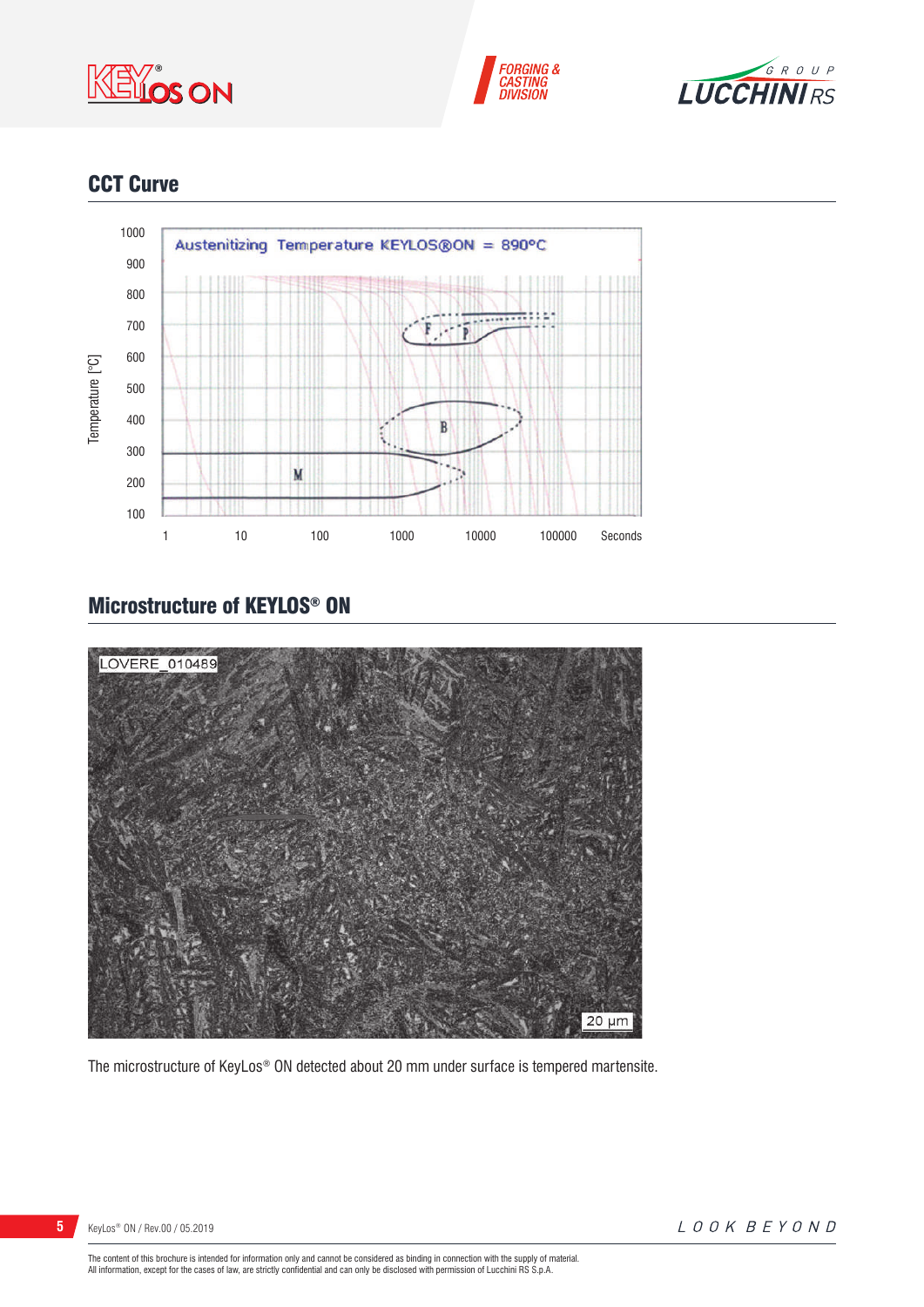## CCT Curve

## Microstructure of KEYLOS® ON

The microstructure of KeyLos® ON detected about 20 mm under surface is tempered martensite.

The content of this brochure is intended for information only and cannot be considered as binding in connection with the supply of material.
All information, except for the cases of law, are strictly confidential and can only be disclosed with permission of Lucchini RS S.p.A.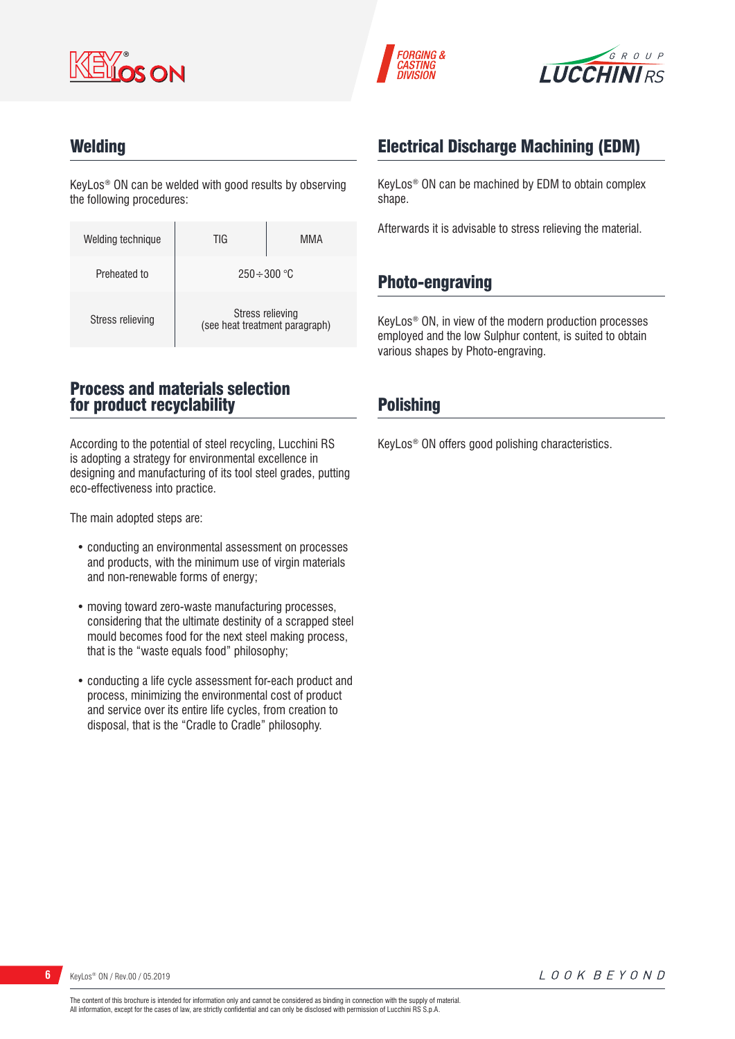## Welding

KeyLos® ON can be welded with good results by observing the following procedures:

| Welding technique | TIG | MMA |
|---|---|---|
| Preheated to | 250÷300 °C | |
| Stress relieving | Stress relieving (see heat treatment paragraph) | |

## Process and materials selection for product recyclability

According to the potential of steel recycling, Lucchini RS is adopting a strategy for environmental excellence in designing and manufacturing of its tool steel grades, putting eco-effectiveness into practice.

The main adopted steps are:

- conducting an environmental assessment on processes and products, with the minimum use of virgin materials and non-renewable forms of energy;
- moving toward zero-waste manufacturing processes, considering that the ultimate destinity of a scrapped steel mould becomes food for the next steel making process, that is the “waste equals food” philosophy;
- conducting a life cycle assessment for-each product and process, minimizing the environmental cost of product and service over its entire life cycles, from creation to disposal, that is the “Cradle to Cradle” philosophy.

## Electrical Discharge Machining (EDM)

KeyLos® ON can be machined by EDM to obtain complex shape.

Afterwards it is advisable to stress relieving the material.

## Photo-engraving

KeyLos® ON, in view of the modern production processes employed and the low Sulphur content, is suited to obtain various shapes by Photo-engraving.

## Polishing

KeyLos® ON offers good polishing characteristics.

The content of this brochure is intended for information only and cannot be considered as binding in connection with the supply of material.
All information, except for the cases of law, are strictly confidential and can only be disclosed with permission of Lucchini RS S.p.A.